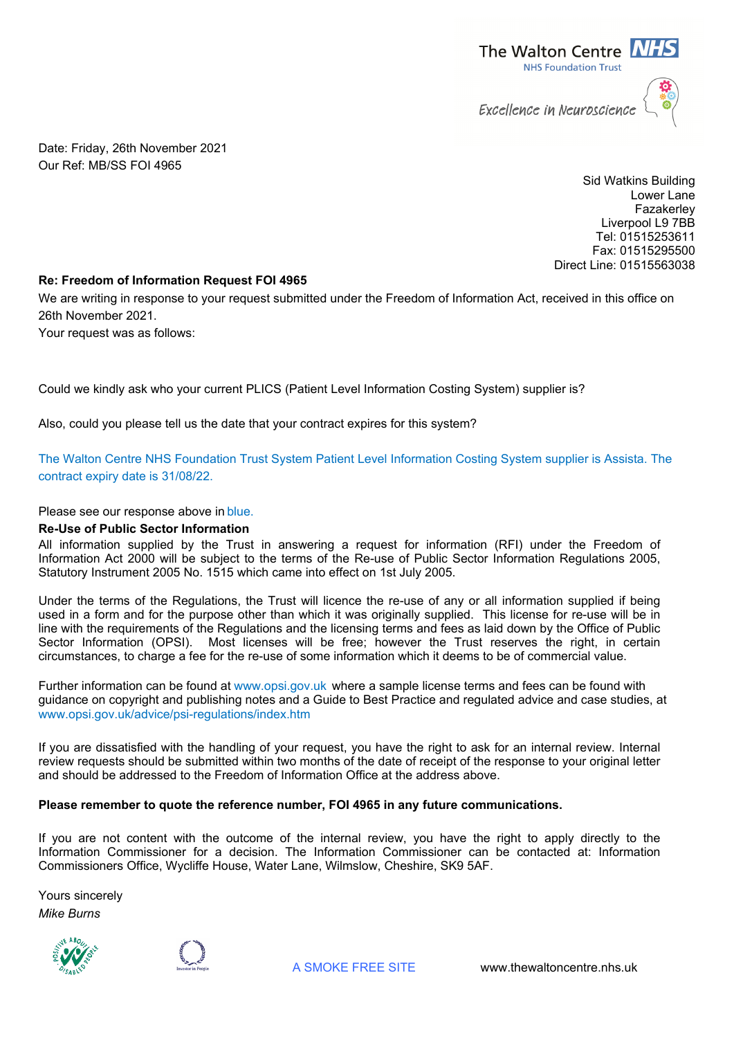The Walton Centre NHS
NHS Foundation Trust

Excellence in Neuroscience

Date: Friday, 26th November 2021
Our Ref: MB/SS FOI 4965

Sid Watkins Building
Lower Lane
Fazakerley
Liverpool L9 7BB
Tel: 01515253611
Fax: 01515295500
Direct Line: 01515563038

**Re: Freedom of Information Request FOI 4965**

We are writing in response to your request submitted under the Freedom of Information Act, received in this office on 26th November 2021.

Your request was as follows:

Could we kindly ask who your current PLICS (Patient Level Information Costing System) supplier is?

Also, could you please tell us the date that your contract expires for this system?

The Walton Centre NHS Foundation Trust System Patient Level Information Costing System supplier is Assista. The contract expiry date is 31/08/22.

Please see our response above in blue.

**Re-Use of Public Sector Information**

All information supplied by the Trust in answering a request for information (RFI) under the Freedom of Information Act 2000 will be subject to the terms of the Re-use of Public Sector Information Regulations 2005, Statutory Instrument 2005 No. 1515 which came into effect on 1st July 2005.

Under the terms of the Regulations, the Trust will licence the re-use of any or all information supplied if being used in a form and for the purpose other than which it was originally supplied. This license for re-use will be in line with the requirements of the Regulations and the licensing terms and fees as laid down by the Office of Public Sector Information (OPSI). Most licenses will be free; however the Trust reserves the right, in certain circumstances, to charge a fee for the re-use of some information which it deems to be of commercial value.

Further information can be found at www.opsi.gov.uk where a sample license terms and fees can be found with guidance on copyright and publishing notes and a Guide to Best Practice and regulated advice and case studies, at www.opsi.gov.uk/advice/psi-regulations/index.htm

If you are dissatisfied with the handling of your request, you have the right to ask for an internal review. Internal review requests should be submitted within two months of the date of receipt of the response to your original letter and should be addressed to the Freedom of Information Office at the address above.

**Please remember to quote the reference number, FOI 4965 in any future communications.**

If you are not content with the outcome of the internal review, you have the right to apply directly to the Information Commissioner for a decision. The Information Commissioner can be contacted at: Information Commissioners Office, Wycliffe House, Water Lane, Wilmslow, Cheshire, SK9 5AF.

Yours sincerely

*Mike Burns*

A SMOKE FREE SITE www.thewaltoncentre.nhs.uk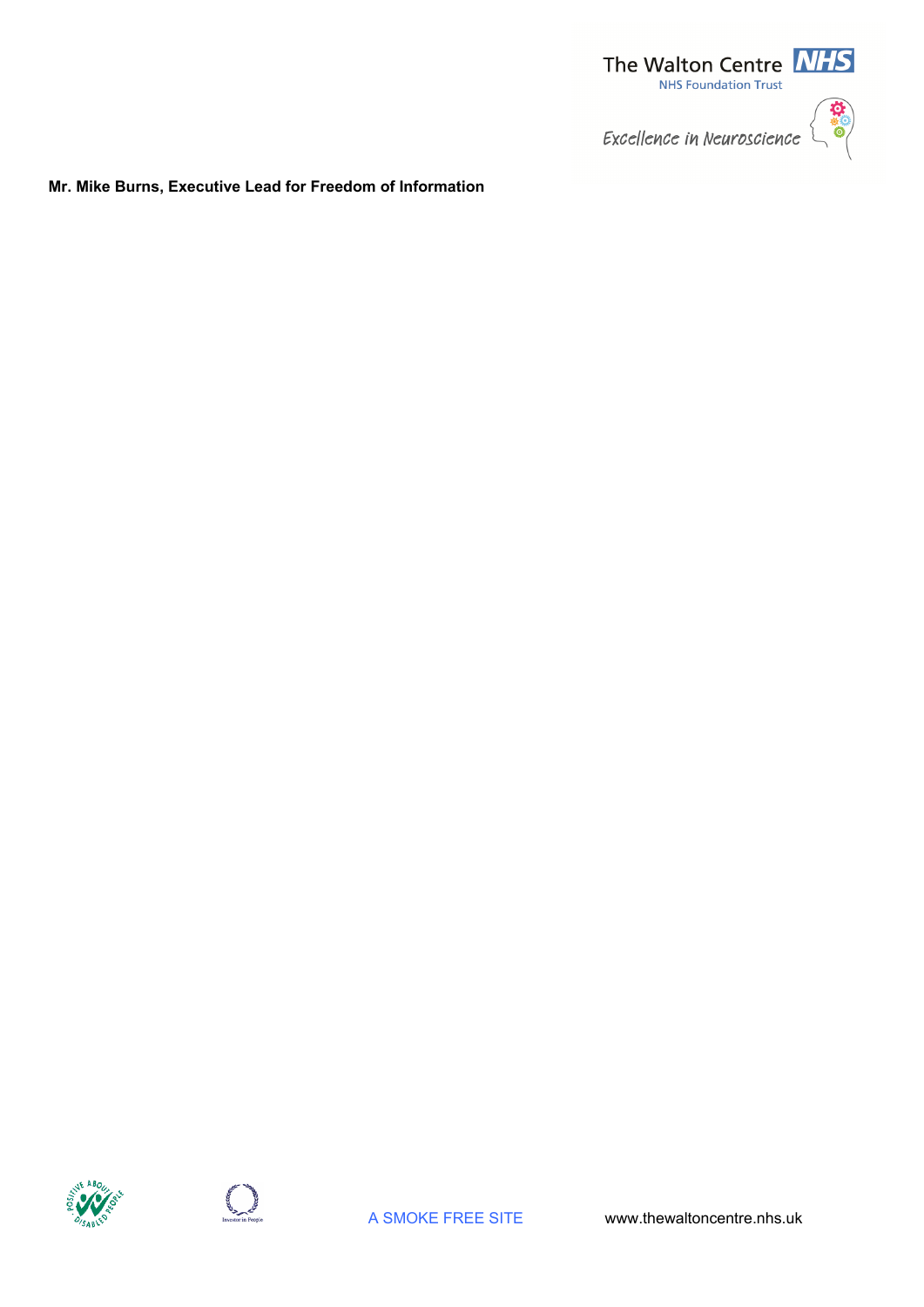**Mr. Mike Burns, Executive Lead for Freedom of Information**